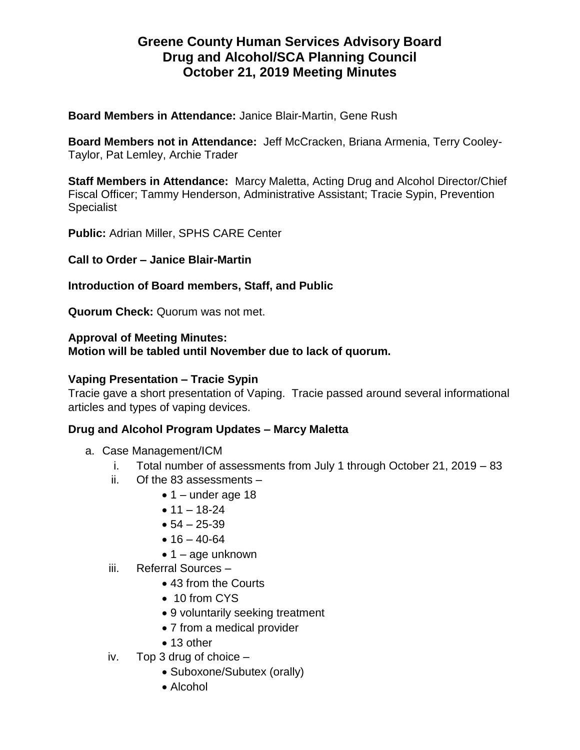# Greene County Human Services Advisory Board
# Drug and Alcohol/SCA Planning Council
# October 21, 2019 Meeting Minutes

**Board Members in Attendance:** Janice Blair-Martin, Gene Rush

**Board Members not in Attendance:** Jeff McCracken, Briana Armenia, Terry Cooley-Taylor, Pat Lemley, Archie Trader

**Staff Members in Attendance:** Marcy Maletta, Acting Drug and Alcohol Director/Chief Fiscal Officer; Tammy Henderson, Administrative Assistant; Tracie Sypin, Prevention Specialist

**Public:** Adrian Miller, SPHS CARE Center

**Call to Order – Janice Blair-Martin**

**Introduction of Board members, Staff, and Public**

**Quorum Check:** Quorum was not met.

**Approval of Meeting Minutes:**
**Motion will be tabled until November due to lack of quorum.**

**Vaping Presentation – Tracie Sypin**
Tracie gave a short presentation of Vaping. Tracie passed around several informational articles and types of vaping devices.

**Drug and Alcohol Program Updates – Marcy Maletta**

a. Case Management/ICM
   i. Total number of assessments from July 1 through October 21, 2019 – 83
   ii. Of the 83 assessments –
      - 1 – under age 18
      - 11 – 18-24
      - 54 – 25-39
      - 16 – 40-64
      - 1 – age unknown
   iii. Referral Sources –
      - 43 from the Courts
      - 10 from CYS
      - 9 voluntarily seeking treatment
      - 7 from a medical provider
      - 13 other
   iv. Top 3 drug of choice –
      - Suboxone/Subutex (orally)
      - Alcohol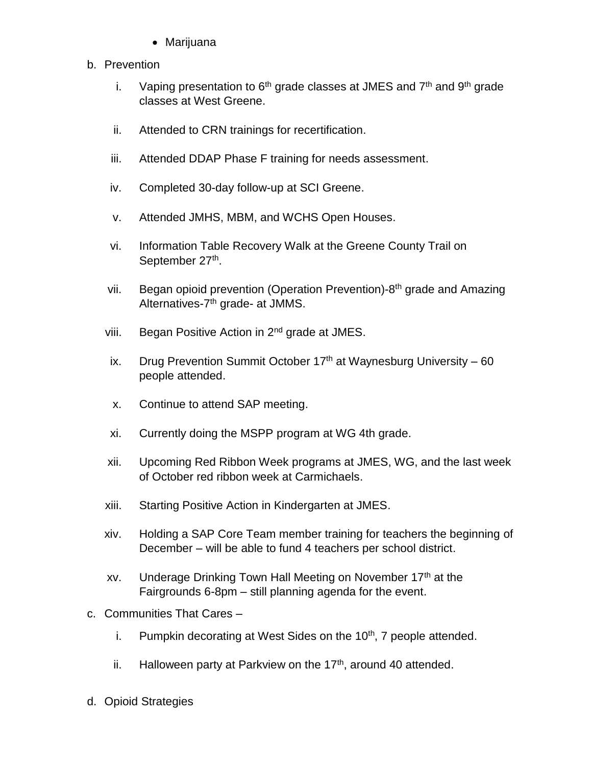- Marijuana

b. Prevention

   i. Vaping presentation to 6th grade classes at JMES and 7th and 9th grade classes at West Greene.

   ii. Attended to CRN trainings for recertification.

   iii. Attended DDAP Phase F training for needs assessment.

   iv. Completed 30-day follow-up at SCI Greene.

   v. Attended JMHS, MBM, and WCHS Open Houses.

   vi. Information Table Recovery Walk at the Greene County Trail on September 27th.

   vii. Began opioid prevention (Operation Prevention)-8th grade and Amazing Alternatives-7th grade- at JMMS.

   viii. Began Positive Action in 2nd grade at JMES.

   ix. Drug Prevention Summit October 17th at Waynesburg University – 60 people attended.

   x. Continue to attend SAP meeting.

   xi. Currently doing the MSPP program at WG 4th grade.

   xii. Upcoming Red Ribbon Week programs at JMES, WG, and the last week of October red ribbon week at Carmichaels.

   xiii. Starting Positive Action in Kindergarten at JMES.

   xiv. Holding a SAP Core Team member training for teachers the beginning of December – will be able to fund 4 teachers per school district.

   xv. Underage Drinking Town Hall Meeting on November 17th at the Fairgrounds 6-8pm – still planning agenda for the event.

c. Communities That Cares –

   i. Pumpkin decorating at West Sides on the 10th, 7 people attended.

   ii. Halloween party at Parkview on the 17th, around 40 attended.

d. Opioid Strategies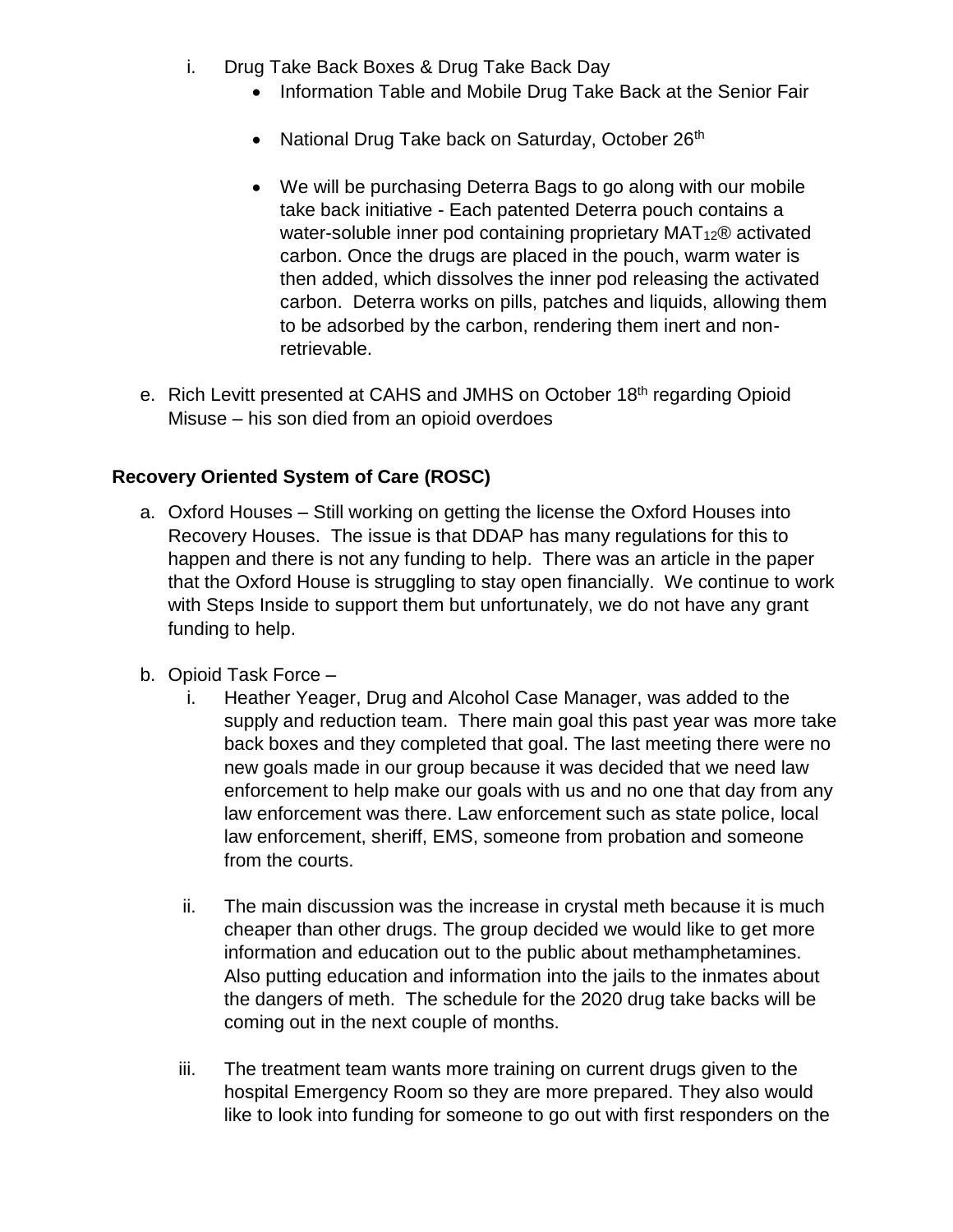i. Drug Take Back Boxes & Drug Take Back Day
    - Information Table and Mobile Drug Take Back at the Senior Fair
    - National Drug Take back on Saturday, October 26th
    - We will be purchasing Deterra Bags to go along with our mobile take back initiative - Each patented Deterra pouch contains a water-soluble inner pod containing proprietary $MAT_{12}$® activated carbon. Once the drugs are placed in the pouch, warm water is then added, which dissolves the inner pod releasing the activated carbon. Deterra works on pills, patches and liquids, allowing them to be adsorbed by the carbon, rendering them inert and non-retrievable.

e. Rich Levitt presented at CAHS and JMHS on October 18th regarding Opioid Misuse – his son died from an opioid overdoes

**Recovery Oriented System of Care (ROSC)**

a. Oxford Houses – Still working on getting the license the Oxford Houses into Recovery Houses. The issue is that DDAP has many regulations for this to happen and there is not any funding to help. There was an article in the paper that the Oxford House is struggling to stay open financially. We continue to work with Steps Inside to support them but unfortunately, we do not have any grant funding to help.

b. Opioid Task Force –
    i. Heather Yeager, Drug and Alcohol Case Manager, was added to the supply and reduction team. There main goal this past year was more take back boxes and they completed that goal. The last meeting there were no new goals made in our group because it was decided that we need law enforcement to help make our goals with us and no one that day from any law enforcement was there. Law enforcement such as state police, local law enforcement, sheriff, EMS, someone from probation and someone from the courts.
    ii. The main discussion was the increase in crystal meth because it is much cheaper than other drugs. The group decided we would like to get more information and education out to the public about methamphetamines. Also putting education and information into the jails to the inmates about the dangers of meth. The schedule for the 2020 drug take backs will be coming out in the next couple of months.
    iii. The treatment team wants more training on current drugs given to the hospital Emergency Room so they are more prepared. They also would like to look into funding for someone to go out with first responders on the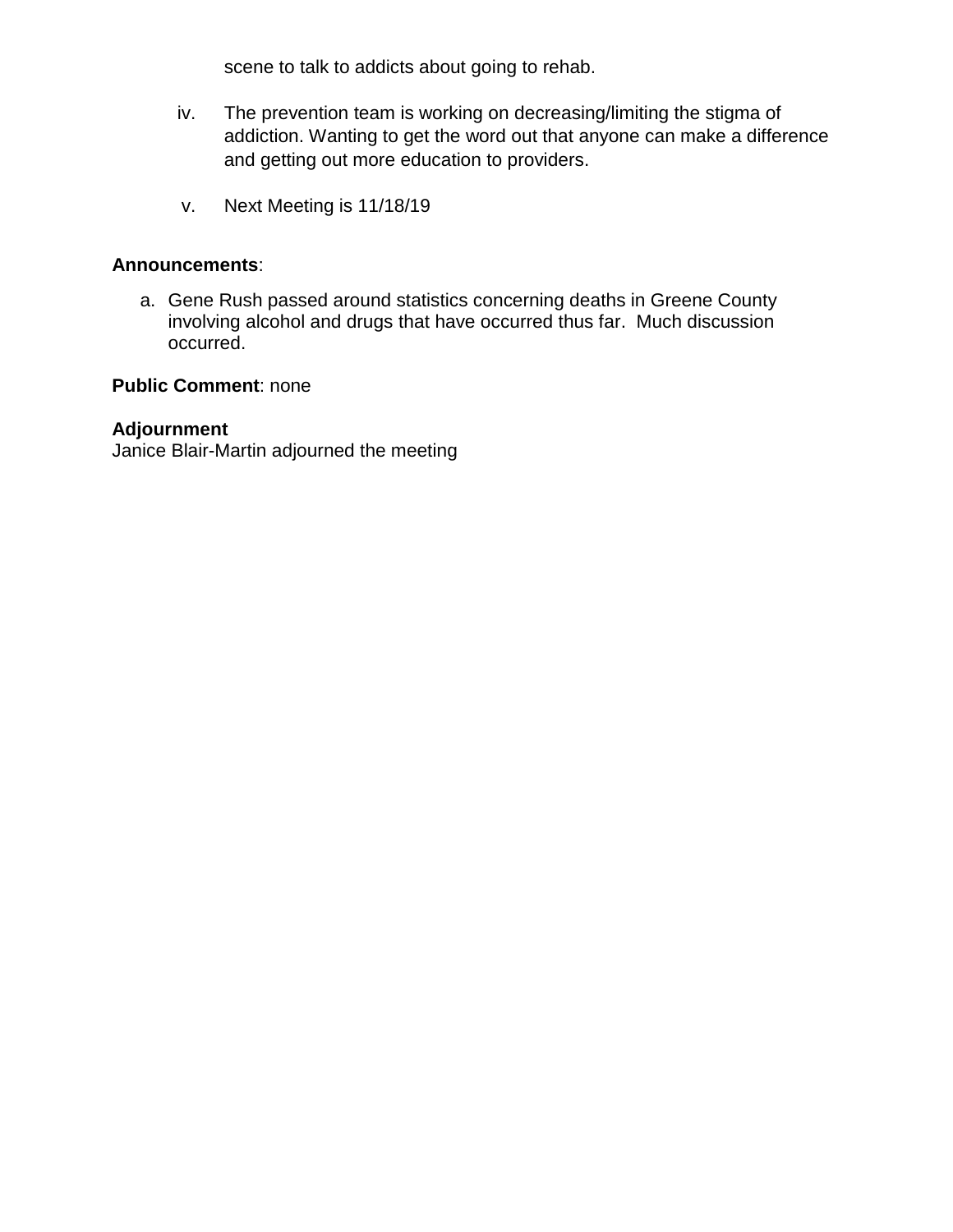scene to talk to addicts about going to rehab.

iv. The prevention team is working on decreasing/limiting the stigma of addiction. Wanting to get the word out that anyone can make a difference and getting out more education to providers.

v. Next Meeting is 11/18/19

**Announcements**:

a. Gene Rush passed around statistics concerning deaths in Greene County involving alcohol and drugs that have occurred thus far. Much discussion occurred.

**Public Comment**: none

**Adjournment**

Janice Blair-Martin adjourned the meeting